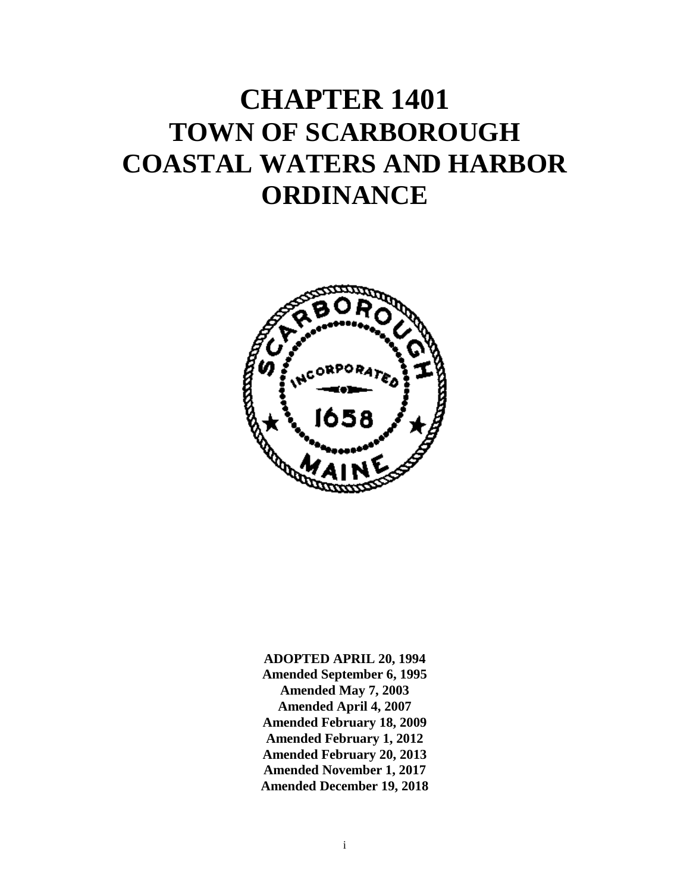# CHAPTER 1401
# TOWN OF SCARBOROUGH
# COASTAL WATERS AND HARBOR ORDINANCE

**ADOPTED APRIL 20, 1994**
**Amended September 6, 1995**
**Amended May 7, 2003**
**Amended April 4, 2007**
**Amended February 18, 2009**
**Amended February 1, 2012**
**Amended February 20, 2013**
**Amended November 1, 2017**
**Amended December 19, 2018**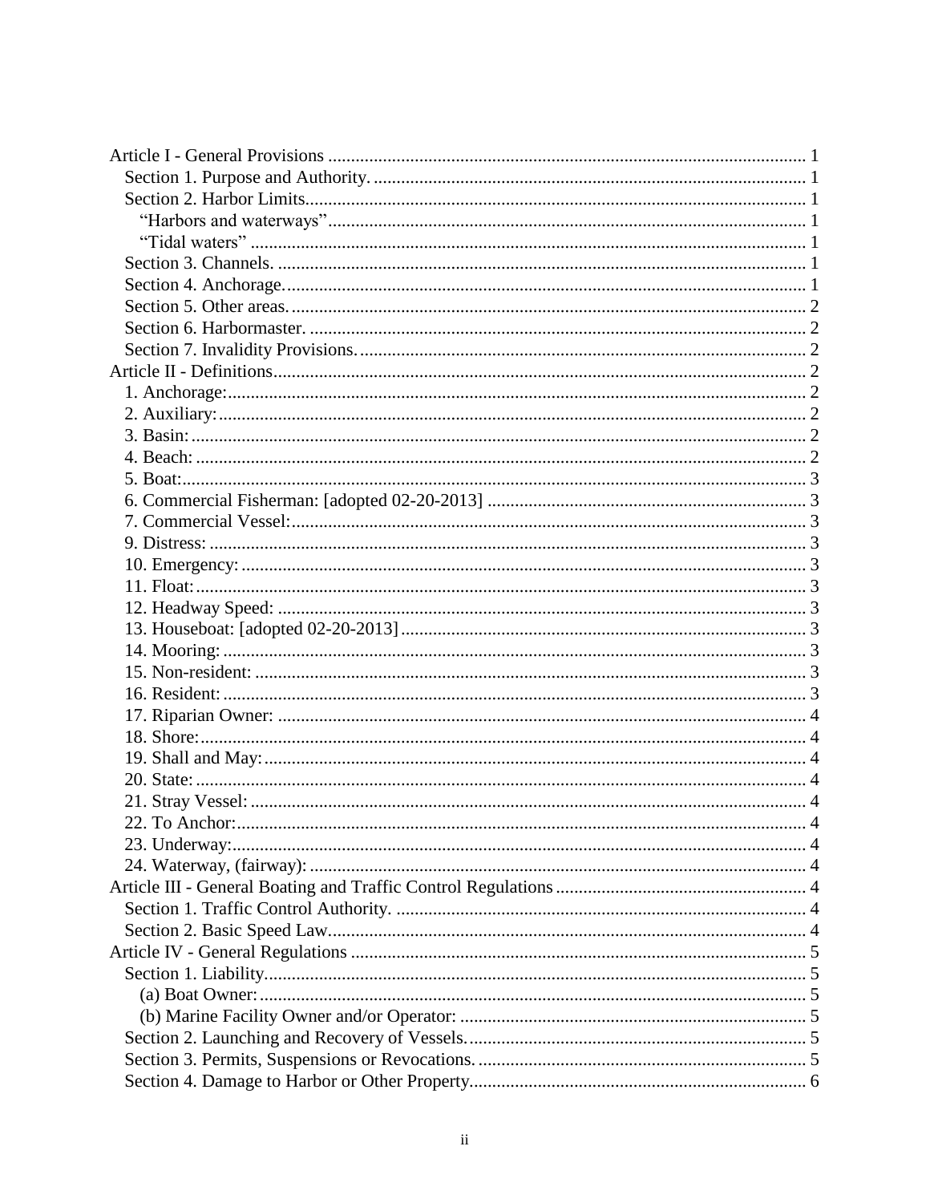Article I - General Provisions ..... 1
  Section 1. Purpose and Authority. ..... 1
  Section 2. Harbor Limits. ..... 1
    "Harbors and waterways" ..... 1
    "Tidal waters" ..... 1
  Section 3. Channels. ..... 1
  Section 4. Anchorage. ..... 1
  Section 5. Other areas. ..... 2
  Section 6. Harbormaster. ..... 2
  Section 7. Invalidity Provisions. ..... 2
Article II - Definitions ..... 2
  1. Anchorage: ..... 2
  2. Auxiliary: ..... 2
  3. Basin: ..... 2
  4. Beach: ..... 2
  5. Boat: ..... 3
  6. Commercial Fisherman: [adopted 02-20-2013] ..... 3
  7. Commercial Vessel: ..... 3
  9. Distress: ..... 3
  10. Emergency: ..... 3
  11. Float: ..... 3
  12. Headway Speed: ..... 3
  13. Houseboat: [adopted 02-20-2013] ..... 3
  14. Mooring: ..... 3
  15. Non-resident: ..... 3
  16. Resident: ..... 3
  17. Riparian Owner: ..... 4
  18. Shore: ..... 4
  19. Shall and May: ..... 4
  20. State: ..... 4
  21. Stray Vessel: ..... 4
  22. To Anchor: ..... 4
  23. Underway: ..... 4
  24. Waterway, (fairway): ..... 4
Article III - General Boating and Traffic Control Regulations ..... 4
  Section 1. Traffic Control Authority. ..... 4
  Section 2. Basic Speed Law. ..... 4
Article IV - General Regulations ..... 5
  Section 1. Liability. ..... 5
    (a) Boat Owner: ..... 5
    (b) Marine Facility Owner and/or Operator: ..... 5
  Section 2. Launching and Recovery of Vessels. ..... 5
  Section 3. Permits, Suspensions or Revocations. ..... 5
  Section 4. Damage to Harbor or Other Property. ..... 6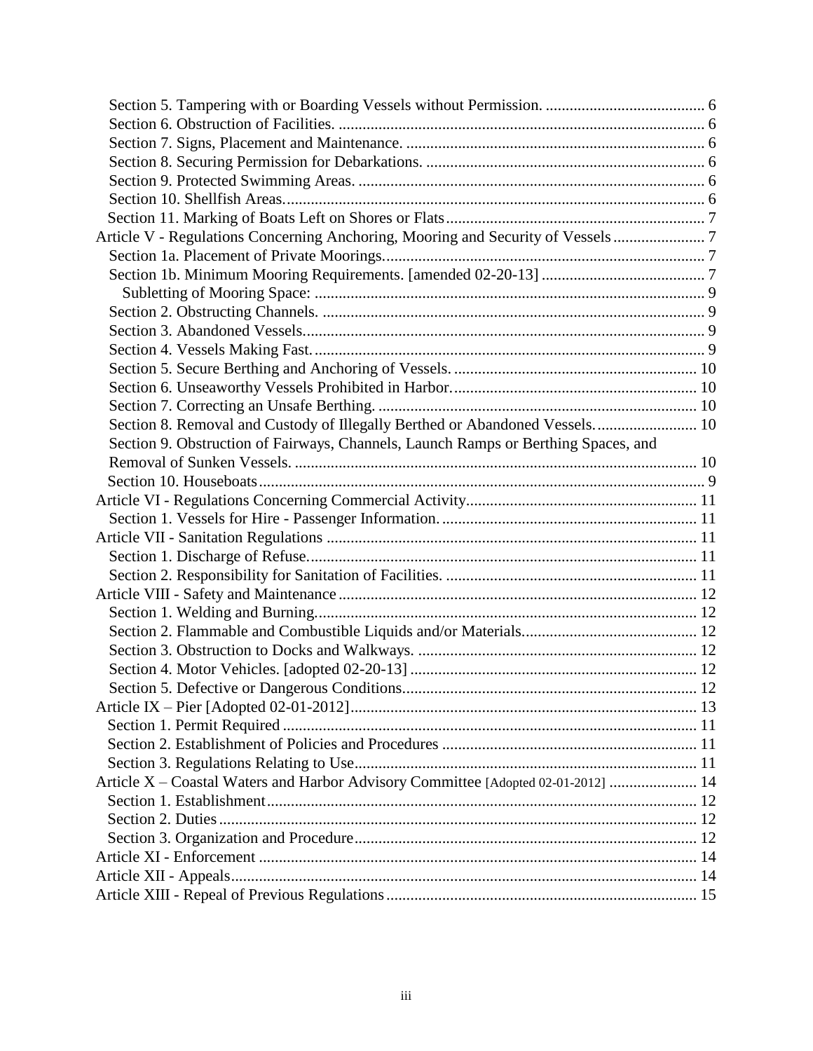Section 5. Tampering with or Boarding Vessels without Permission. ........................................ 6
Section 6. Obstruction of Facilities. ........................................................................................... 6
Section 7. Signs, Placement and Maintenance. .......................................................................... 6
Section 8. Securing Permission for Debarkations. ..................................................................... 6
Section 9. Protected Swimming Areas. ...................................................................................... 6
Section 10. Shellfish Areas......................................................................................................... 6
Section 11. Marking of Boats Left on Shores or Flats................................................................ 7
Article V - Regulations Concerning Anchoring, Mooring and Security of Vessels ....................... 7
Section 1a. Placement of Private Moorings................................................................................ 7
Section 1b. Minimum Mooring Requirements. [amended 02-20-13] ......................................... 7
Subletting of Mooring Space: ................................................................................................. 9
Section 2. Obstructing Channels. ............................................................................................... 9
Section 3. Abandoned Vessels.................................................................................................... 9
Section 4. Vessels Making Fast. ................................................................................................. 9
Section 5. Secure Berthing and Anchoring of Vessels. ............................................................. 10
Section 6. Unseaworthy Vessels Prohibited in Harbor............................................................. 10
Section 7. Correcting an Unsafe Berthing. ............................................................................... 10
Section 8. Removal and Custody of Illegally Berthed or Abandoned Vessels. ......................... 10
Section 9. Obstruction of Fairways, Channels, Launch Ramps or Berthing Spaces, and Removal of Sunken Vessels. .................................................................................................... 10
Section 10. Houseboats .............................................................................................................. 9
Article VI - Regulations Concerning Commercial Activity......................................................... 11
Section 1. Vessels for Hire - Passenger Information. ................................................................ 11
Article VII - Sanitation Regulations ............................................................................................ 11
Section 1. Discharge of Refuse................................................................................................. 11
Section 2. Responsibility for Sanitation of Facilities. ............................................................... 11
Article VIII - Safety and Maintenance ......................................................................................... 12
Section 1. Welding and Burning............................................................................................... 12
Section 2. Flammable and Combustible Liquids and/or Materials............................................ 12
Section 3. Obstruction to Docks and Walkways. ...................................................................... 12
Section 4. Motor Vehicles. [adopted 02-20-13] ........................................................................ 12
Section 5. Defective or Dangerous Conditions......................................................................... 12
Article IX – Pier [Adopted 02-01-2012]...................................................................................... 13
Section 1. Permit Required ....................................................................................................... 11
Section 2. Establishment of Policies and Procedures ............................................................... 11
Section 3. Regulations Relating to Use..................................................................................... 11
Article X – Coastal Waters and Harbor Advisory Committee [Adopted 02-01-2012] ...................... 14
Section 1. Establishment........................................................................................................... 12
Section 2. Duties ....................................................................................................................... 12
Section 3. Organization and Procedure..................................................................................... 12
Article XI - Enforcement ............................................................................................................. 14
Article XII - Appeals.................................................................................................................... 14
Article XIII - Repeal of Previous Regulations............................................................................. 15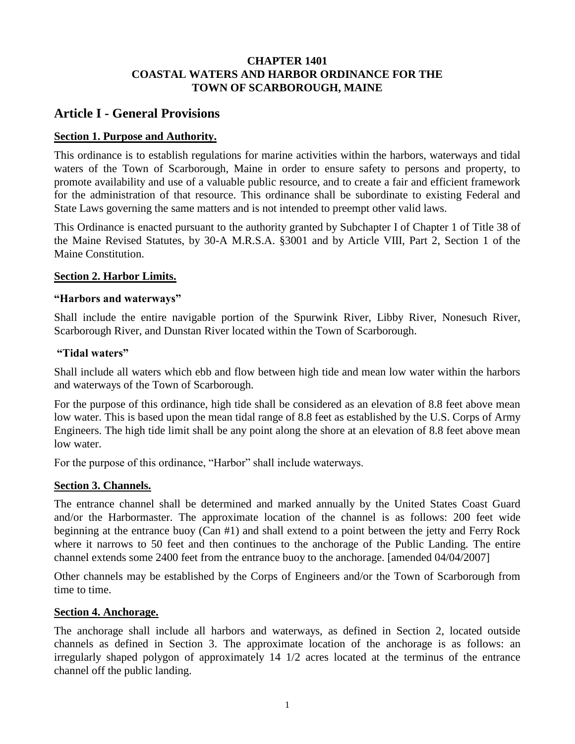**CHAPTER 1401**
**COASTAL WATERS AND HARBOR ORDINANCE FOR THE TOWN OF SCARBOROUGH, MAINE**

# Article I - General Provisions

## Section 1. Purpose and Authority.

This ordinance is to establish regulations for marine activities within the harbors, waterways and tidal waters of the Town of Scarborough, Maine in order to ensure safety to persons and property, to promote availability and use of a valuable public resource, and to create a fair and efficient framework for the administration of that resource. This ordinance shall be subordinate to existing Federal and State Laws governing the same matters and is not intended to preempt other valid laws.

This Ordinance is enacted pursuant to the authority granted by Subchapter I of Chapter 1 of Title 38 of the Maine Revised Statutes, by 30-A M.R.S.A. §3001 and by Article VIII, Part 2, Section 1 of the Maine Constitution.

## Section 2. Harbor Limits.

### "Harbors and waterways"

Shall include the entire navigable portion of the Spurwink River, Libby River, Nonesuch River, Scarborough River, and Dunstan River located within the Town of Scarborough.

### "Tidal waters"

Shall include all waters which ebb and flow between high tide and mean low water within the harbors and waterways of the Town of Scarborough.

For the purpose of this ordinance, high tide shall be considered as an elevation of 8.8 feet above mean low water. This is based upon the mean tidal range of 8.8 feet as established by the U.S. Corps of Army Engineers. The high tide limit shall be any point along the shore at an elevation of 8.8 feet above mean low water.

For the purpose of this ordinance, "Harbor" shall include waterways.

## Section 3. Channels.

The entrance channel shall be determined and marked annually by the United States Coast Guard and/or the Harbormaster. The approximate location of the channel is as follows: 200 feet wide beginning at the entrance buoy (Can #1) and shall extend to a point between the jetty and Ferry Rock where it narrows to 50 feet and then continues to the anchorage of the Public Landing. The entire channel extends some 2400 feet from the entrance buoy to the anchorage. [amended 04/04/2007]

Other channels may be established by the Corps of Engineers and/or the Town of Scarborough from time to time.

## Section 4. Anchorage.

The anchorage shall include all harbors and waterways, as defined in Section 2, located outside channels as defined in Section 3. The approximate location of the anchorage is as follows: an irregularly shaped polygon of approximately 14 1/2 acres located at the terminus of the entrance channel off the public landing.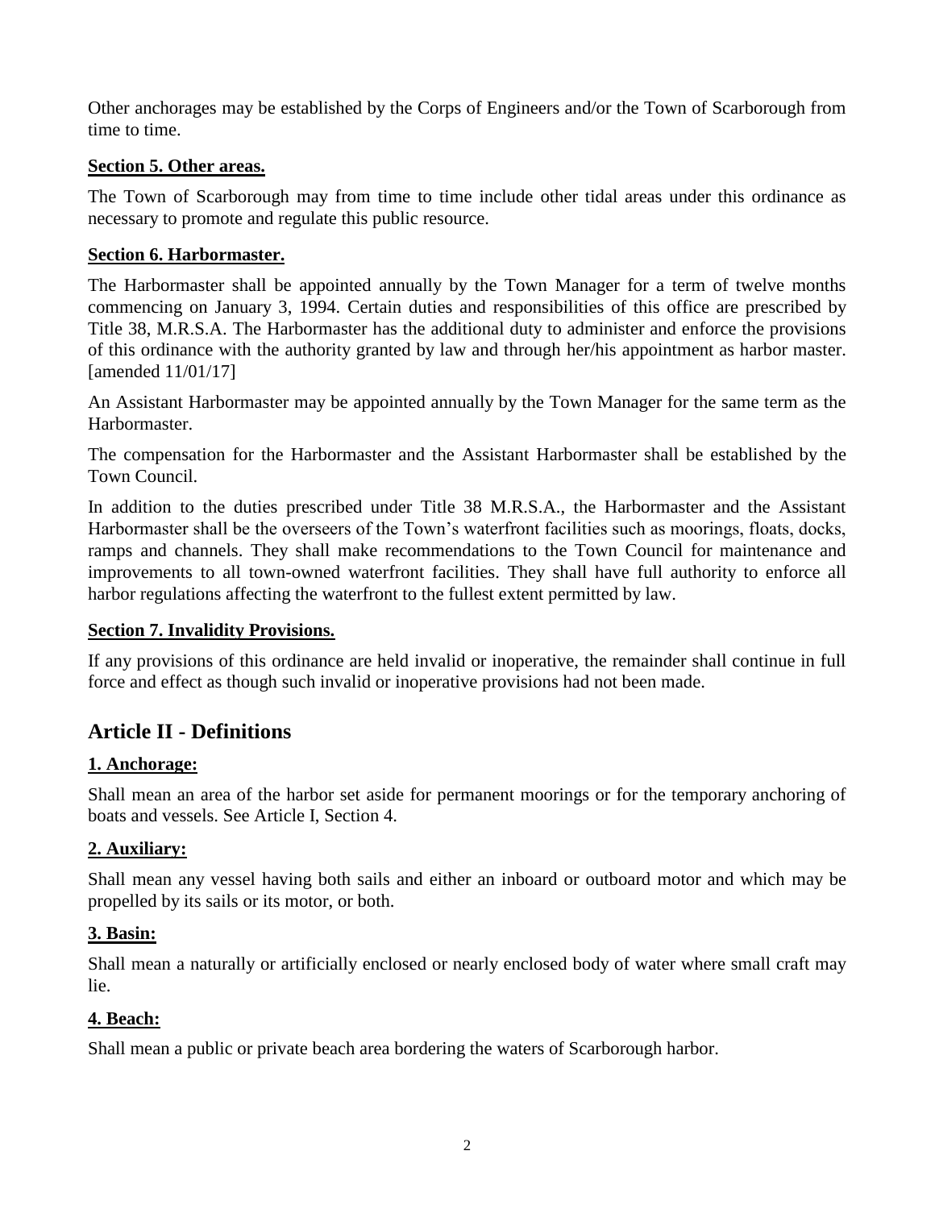Other anchorages may be established by the Corps of Engineers and/or the Town of Scarborough from time to time.

**Section 5. Other areas.**

The Town of Scarborough may from time to time include other tidal areas under this ordinance as necessary to promote and regulate this public resource.

**Section 6. Harbormaster.**

The Harbormaster shall be appointed annually by the Town Manager for a term of twelve months commencing on January 3, 1994. Certain duties and responsibilities of this office are prescribed by Title 38, M.R.S.A. The Harbormaster has the additional duty to administer and enforce the provisions of this ordinance with the authority granted by law and through her/his appointment as harbor master. [amended 11/01/17]

An Assistant Harbormaster may be appointed annually by the Town Manager for the same term as the Harbormaster.

The compensation for the Harbormaster and the Assistant Harbormaster shall be established by the Town Council.

In addition to the duties prescribed under Title 38 M.R.S.A., the Harbormaster and the Assistant Harbormaster shall be the overseers of the Town's waterfront facilities such as moorings, floats, docks, ramps and channels. They shall make recommendations to the Town Council for maintenance and improvements to all town-owned waterfront facilities. They shall have full authority to enforce all harbor regulations affecting the waterfront to the fullest extent permitted by law.

**Section 7. Invalidity Provisions.**

If any provisions of this ordinance are held invalid or inoperative, the remainder shall continue in full force and effect as though such invalid or inoperative provisions had not been made.

## Article II - Definitions

**1. Anchorage:**

Shall mean an area of the harbor set aside for permanent moorings or for the temporary anchoring of boats and vessels. See Article I, Section 4.

**2. Auxiliary:**

Shall mean any vessel having both sails and either an inboard or outboard motor and which may be propelled by its sails or its motor, or both.

**3. Basin:**

Shall mean a naturally or artificially enclosed or nearly enclosed body of water where small craft may lie.

**4. Beach:**

Shall mean a public or private beach area bordering the waters of Scarborough harbor.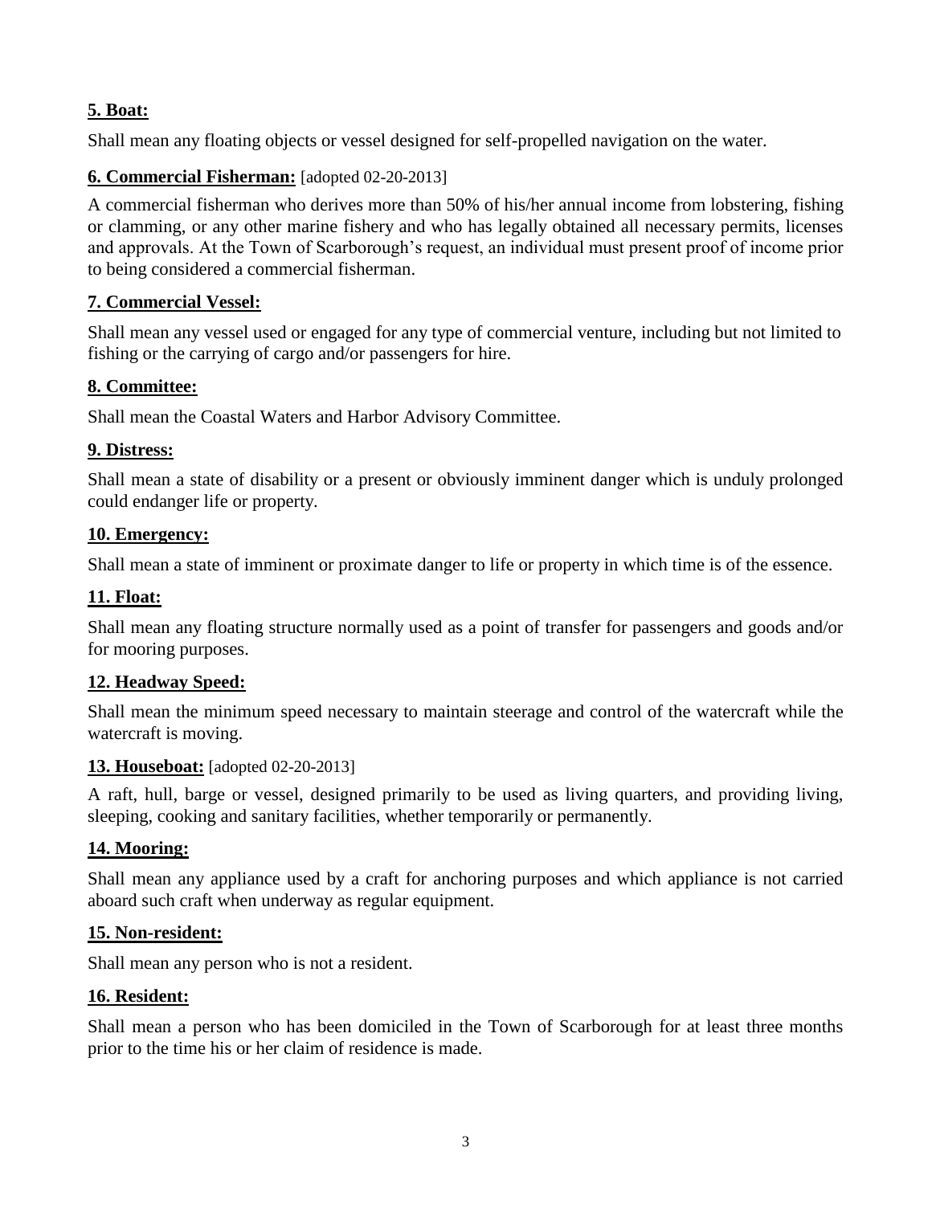**5. Boat:**

Shall mean any floating objects or vessel designed for self-propelled navigation on the water.

**6. Commercial Fisherman:** [adopted 02-20-2013]

A commercial fisherman who derives more than 50% of his/her annual income from lobstering, fishing or clamming, or any other marine fishery and who has legally obtained all necessary permits, licenses and approvals. At the Town of Scarborough's request, an individual must present proof of income prior to being considered a commercial fisherman.

**7. Commercial Vessel:**

Shall mean any vessel used or engaged for any type of commercial venture, including but not limited to fishing or the carrying of cargo and/or passengers for hire.

**8. Committee:**

Shall mean the Coastal Waters and Harbor Advisory Committee.

**9. Distress:**

Shall mean a state of disability or a present or obviously imminent danger which is unduly prolonged could endanger life or property.

**10. Emergency:**

Shall mean a state of imminent or proximate danger to life or property in which time is of the essence.

**11. Float:**

Shall mean any floating structure normally used as a point of transfer for passengers and goods and/or for mooring purposes.

**12. Headway Speed:**

Shall mean the minimum speed necessary to maintain steerage and control of the watercraft while the watercraft is moving.

**13. Houseboat:** [adopted 02-20-2013]

A raft, hull, barge or vessel, designed primarily to be used as living quarters, and providing living, sleeping, cooking and sanitary facilities, whether temporarily or permanently.

**14. Mooring:**

Shall mean any appliance used by a craft for anchoring purposes and which appliance is not carried aboard such craft when underway as regular equipment.

**15. Non-resident:**

Shall mean any person who is not a resident.

**16. Resident:**

Shall mean a person who has been domiciled in the Town of Scarborough for at least three months prior to the time his or her claim of residence is made.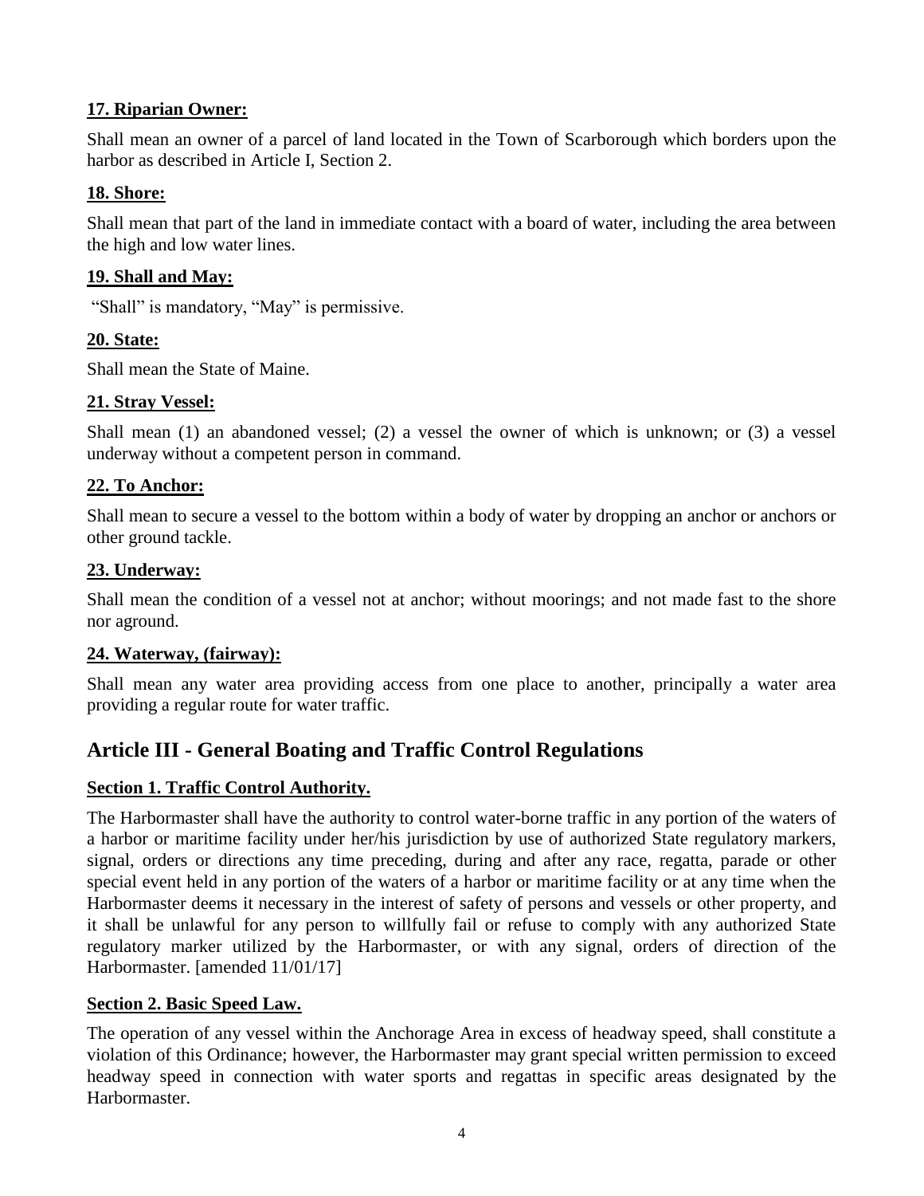**17. Riparian Owner:**

Shall mean an owner of a parcel of land located in the Town of Scarborough which borders upon the harbor as described in Article I, Section 2.

**18. Shore:**

Shall mean that part of the land in immediate contact with a board of water, including the area between the high and low water lines.

**19. Shall and May:**

"Shall" is mandatory, "May" is permissive.

**20. State:**

Shall mean the State of Maine.

**21. Stray Vessel:**

Shall mean (1) an abandoned vessel; (2) a vessel the owner of which is unknown; or (3) a vessel underway without a competent person in command.

**22. To Anchor:**

Shall mean to secure a vessel to the bottom within a body of water by dropping an anchor or anchors or other ground tackle.

**23. Underway:**

Shall mean the condition of a vessel not at anchor; without moorings; and not made fast to the shore nor aground.

**24. Waterway, (fairway):**

Shall mean any water area providing access from one place to another, principally a water area providing a regular route for water traffic.

## Article III - General Boating and Traffic Control Regulations

**Section 1. Traffic Control Authority.**

The Harbormaster shall have the authority to control water-borne traffic in any portion of the waters of a harbor or maritime facility under her/his jurisdiction by use of authorized State regulatory markers, signal, orders or directions any time preceding, during and after any race, regatta, parade or other special event held in any portion of the waters of a harbor or maritime facility or at any time when the Harbormaster deems it necessary in the interest of safety of persons and vessels or other property, and it shall be unlawful for any person to willfully fail or refuse to comply with any authorized State regulatory marker utilized by the Harbormaster, or with any signal, orders of direction of the Harbormaster. [amended 11/01/17]

**Section 2. Basic Speed Law.**

The operation of any vessel within the Anchorage Area in excess of headway speed, shall constitute a violation of this Ordinance; however, the Harbormaster may grant special written permission to exceed headway speed in connection with water sports and regattas in specific areas designated by the Harbormaster.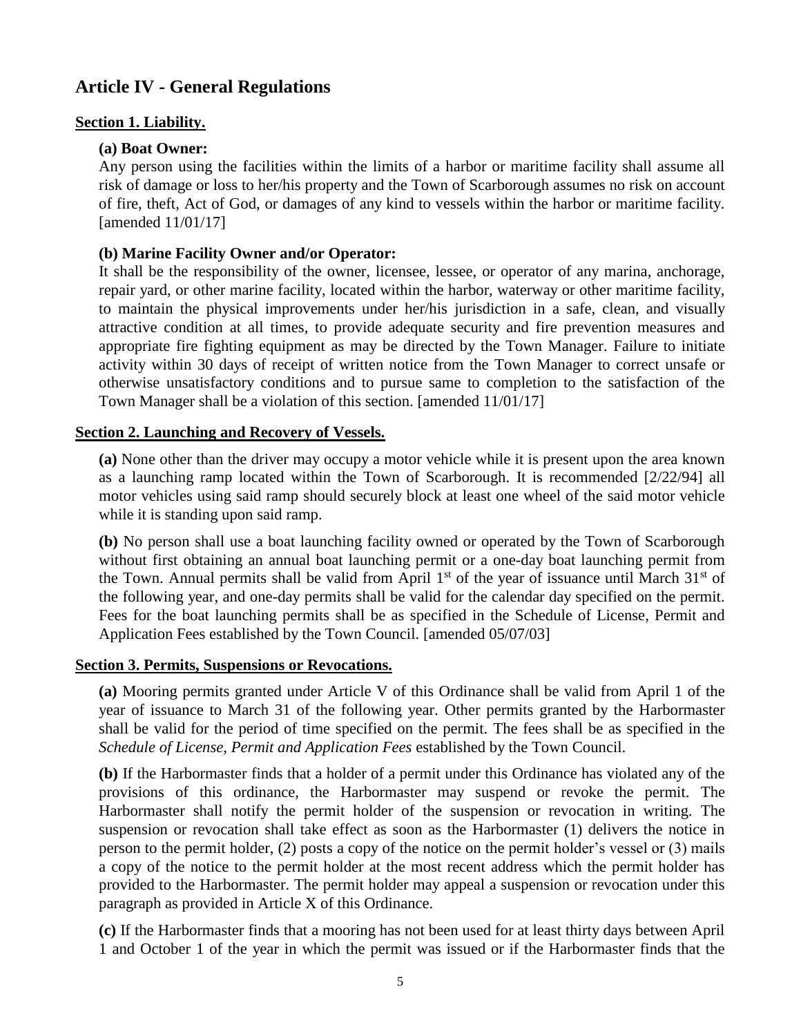## Article IV - General Regulations

### Section 1. Liability.

**(a) Boat Owner:**

Any person using the facilities within the limits of a harbor or maritime facility shall assume all risk of damage or loss to her/his property and the Town of Scarborough assumes no risk on account of fire, theft, Act of God, or damages of any kind to vessels within the harbor or maritime facility. [amended 11/01/17]

**(b) Marine Facility Owner and/or Operator:**

It shall be the responsibility of the owner, licensee, lessee, or operator of any marina, anchorage, repair yard, or other marine facility, located within the harbor, waterway or other maritime facility, to maintain the physical improvements under her/his jurisdiction in a safe, clean, and visually attractive condition at all times, to provide adequate security and fire prevention measures and appropriate fire fighting equipment as may be directed by the Town Manager. Failure to initiate activity within 30 days of receipt of written notice from the Town Manager to correct unsafe or otherwise unsatisfactory conditions and to pursue same to completion to the satisfaction of the Town Manager shall be a violation of this section. [amended 11/01/17]

### Section 2. Launching and Recovery of Vessels.

**(a)** None other than the driver may occupy a motor vehicle while it is present upon the area known as a launching ramp located within the Town of Scarborough. It is recommended [2/22/94] all motor vehicles using said ramp should securely block at least one wheel of the said motor vehicle while it is standing upon said ramp.

**(b)** No person shall use a boat launching facility owned or operated by the Town of Scarborough without first obtaining an annual boat launching permit or a one-day boat launching permit from the Town. Annual permits shall be valid from April 1st of the year of issuance until March 31st of the following year, and one-day permits shall be valid for the calendar day specified on the permit. Fees for the boat launching permits shall be as specified in the Schedule of License, Permit and Application Fees established by the Town Council. [amended 05/07/03]

### Section 3. Permits, Suspensions or Revocations.

**(a)** Mooring permits granted under Article V of this Ordinance shall be valid from April 1 of the year of issuance to March 31 of the following year. Other permits granted by the Harbormaster shall be valid for the period of time specified on the permit. The fees shall be as specified in the *Schedule of License, Permit and Application Fees* established by the Town Council.

**(b)** If the Harbormaster finds that a holder of a permit under this Ordinance has violated any of the provisions of this ordinance, the Harbormaster may suspend or revoke the permit. The Harbormaster shall notify the permit holder of the suspension or revocation in writing. The suspension or revocation shall take effect as soon as the Harbormaster (1) delivers the notice in person to the permit holder, (2) posts a copy of the notice on the permit holder's vessel or (3) mails a copy of the notice to the permit holder at the most recent address which the permit holder has provided to the Harbormaster. The permit holder may appeal a suspension or revocation under this paragraph as provided in Article X of this Ordinance.

**(c)** If the Harbormaster finds that a mooring has not been used for at least thirty days between April 1 and October 1 of the year in which the permit was issued or if the Harbormaster finds that the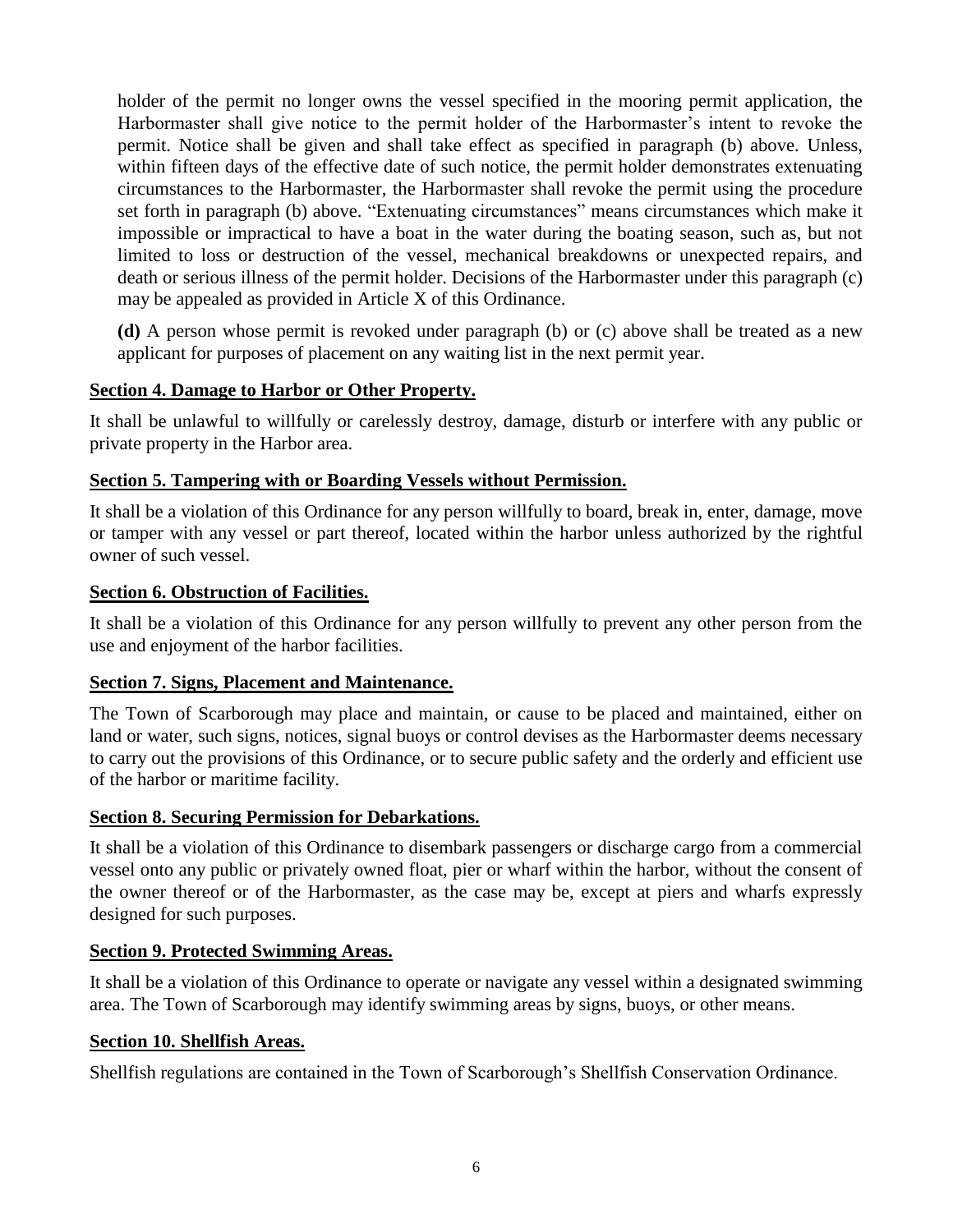holder of the permit no longer owns the vessel specified in the mooring permit application, the Harbormaster shall give notice to the permit holder of the Harbormaster's intent to revoke the permit. Notice shall be given and shall take effect as specified in paragraph (b) above. Unless, within fifteen days of the effective date of such notice, the permit holder demonstrates extenuating circumstances to the Harbormaster, the Harbormaster shall revoke the permit using the procedure set forth in paragraph (b) above. "Extenuating circumstances" means circumstances which make it impossible or impractical to have a boat in the water during the boating season, such as, but not limited to loss or destruction of the vessel, mechanical breakdowns or unexpected repairs, and death or serious illness of the permit holder. Decisions of the Harbormaster under this paragraph (c) may be appealed as provided in Article X of this Ordinance.

**(d)** A person whose permit is revoked under paragraph (b) or (c) above shall be treated as a new applicant for purposes of placement on any waiting list in the next permit year.

**Section 4. Damage to Harbor or Other Property.**

It shall be unlawful to willfully or carelessly destroy, damage, disturb or interfere with any public or private property in the Harbor area.

**Section 5. Tampering with or Boarding Vessels without Permission.**

It shall be a violation of this Ordinance for any person willfully to board, break in, enter, damage, move or tamper with any vessel or part thereof, located within the harbor unless authorized by the rightful owner of such vessel.

**Section 6. Obstruction of Facilities.**

It shall be a violation of this Ordinance for any person willfully to prevent any other person from the use and enjoyment of the harbor facilities.

**Section 7. Signs, Placement and Maintenance.**

The Town of Scarborough may place and maintain, or cause to be placed and maintained, either on land or water, such signs, notices, signal buoys or control devises as the Harbormaster deems necessary to carry out the provisions of this Ordinance, or to secure public safety and the orderly and efficient use of the harbor or maritime facility.

**Section 8. Securing Permission for Debarkations.**

It shall be a violation of this Ordinance to disembark passengers or discharge cargo from a commercial vessel onto any public or privately owned float, pier or wharf within the harbor, without the consent of the owner thereof or of the Harbormaster, as the case may be, except at piers and wharfs expressly designed for such purposes.

**Section 9. Protected Swimming Areas.**

It shall be a violation of this Ordinance to operate or navigate any vessel within a designated swimming area. The Town of Scarborough may identify swimming areas by signs, buoys, or other means.

**Section 10. Shellfish Areas.**

Shellfish regulations are contained in the Town of Scarborough's Shellfish Conservation Ordinance.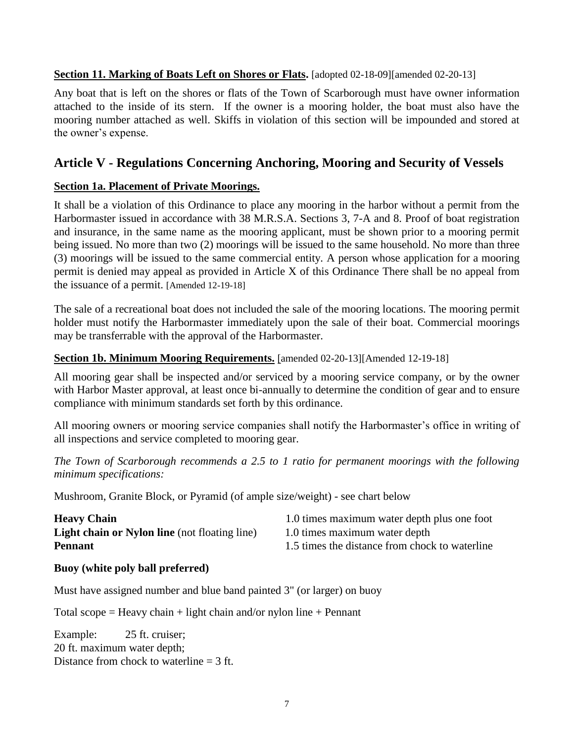**Section 11. Marking of Boats Left on Shores or Flats.** [adopted 02-18-09][amended 02-20-13]

Any boat that is left on the shores or flats of the Town of Scarborough must have owner information attached to the inside of its stern. If the owner is a mooring holder, the boat must also have the mooring number attached as well. Skiffs in violation of this section will be impounded and stored at the owner's expense.

## Article V - Regulations Concerning Anchoring, Mooring and Security of Vessels

**Section 1a. Placement of Private Moorings.**

It shall be a violation of this Ordinance to place any mooring in the harbor without a permit from the Harbormaster issued in accordance with 38 M.R.S.A. Sections 3, 7-A and 8. Proof of boat registration and insurance, in the same name as the mooring applicant, must be shown prior to a mooring permit being issued. No more than two (2) moorings will be issued to the same household. No more than three (3) moorings will be issued to the same commercial entity. A person whose application for a mooring permit is denied may appeal as provided in Article X of this Ordinance There shall be no appeal from the issuance of a permit. [Amended 12-19-18]

The sale of a recreational boat does not included the sale of the mooring locations. The mooring permit holder must notify the Harbormaster immediately upon the sale of their boat. Commercial moorings may be transferrable with the approval of the Harbormaster.

**Section 1b. Minimum Mooring Requirements.** [amended 02-20-13][Amended 12-19-18]

All mooring gear shall be inspected and/or serviced by a mooring service company, or by the owner with Harbor Master approval, at least once bi-annually to determine the condition of gear and to ensure compliance with minimum standards set forth by this ordinance.

All mooring owners or mooring service companies shall notify the Harbormaster's office in writing of all inspections and service completed to mooring gear.

*The Town of Scarborough recommends a 2.5 to 1 ratio for permanent moorings with the following minimum specifications:*

Mushroom, Granite Block, or Pyramid (of ample size/weight) - see chart below

**Heavy Chain** 1.0 times maximum water depth plus one foot
**Light chain or Nylon line** (not floating line) 1.0 times maximum water depth
**Pennant** 1.5 times the distance from chock to waterline

**Buoy (white poly ball preferred)**

Must have assigned number and blue band painted 3" (or larger) on buoy

Total scope = Heavy chain + light chain and/or nylon line + Pennant

Example: 25 ft. cruiser;
20 ft. maximum water depth;
Distance from chock to waterline = 3 ft.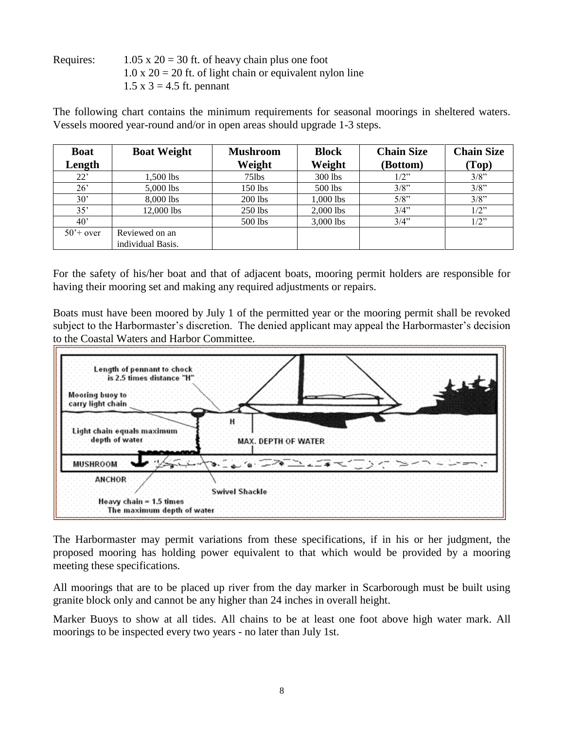Requires: 1.05 x 20 = 30 ft. of heavy chain plus one foot
1.0 x 20 = 20 ft. of light chain or equivalent nylon line
1.5 x 3 = 4.5 ft. pennant

The following chart contains the minimum requirements for seasonal moorings in sheltered waters. Vessels moored year-round and/or in open areas should upgrade 1-3 steps.

| Boat Length | Boat Weight | Mushroom Weight | Block Weight | Chain Size (Bottom) | Chain Size (Top) |
|---|---|---|---|---|---|
| 22' | 1,500 lbs | 75lbs | 300 lbs | 1/2" | 3/8" |
| 26' | 5,000 lbs | 150 lbs | 500 lbs | 3/8" | 3/8" |
| 30' | 8,000 lbs | 200 lbs | 1,000 lbs | 5/8" | 3/8" |
| 35' | 12,000 lbs | 250 lbs | 2,000 lbs | 3/4" | 1/2" |
| 40' | | 500 lbs | 3,000 lbs | 3/4" | 1/2" |
| 50'+ over | Reviewed on an individual Basis. | | | | |

For the safety of his/her boat and that of adjacent boats, mooring permit holders are responsible for having their mooring set and making any required adjustments or repairs.

Boats must have been moored by July 1 of the permitted year or the mooring permit shall be revoked subject to the Harbormaster's discretion. The denied applicant may appeal the Harbormaster's decision to the Coastal Waters and Harbor Committee.

Length of pennant to chock is 2.5 times distance "H"

Mooring buoy to carry light chain

Light chain equals maximum depth of water

H

MAX. DEPTH OF WATER

MUSHROOM ANCHOR

Swivel Shackle

Heavy chain = 1.5 times The maximum depth of water

The Harbormaster may permit variations from these specifications, if in his or her judgment, the proposed mooring has holding power equivalent to that which would be provided by a mooring meeting these specifications.

All moorings that are to be placed up river from the day marker in Scarborough must be built using granite block only and cannot be any higher than 24 inches in overall height.

Marker Buoys to show at all tides. All chains to be at least one foot above high water mark. All moorings to be inspected every two years - no later than July 1st.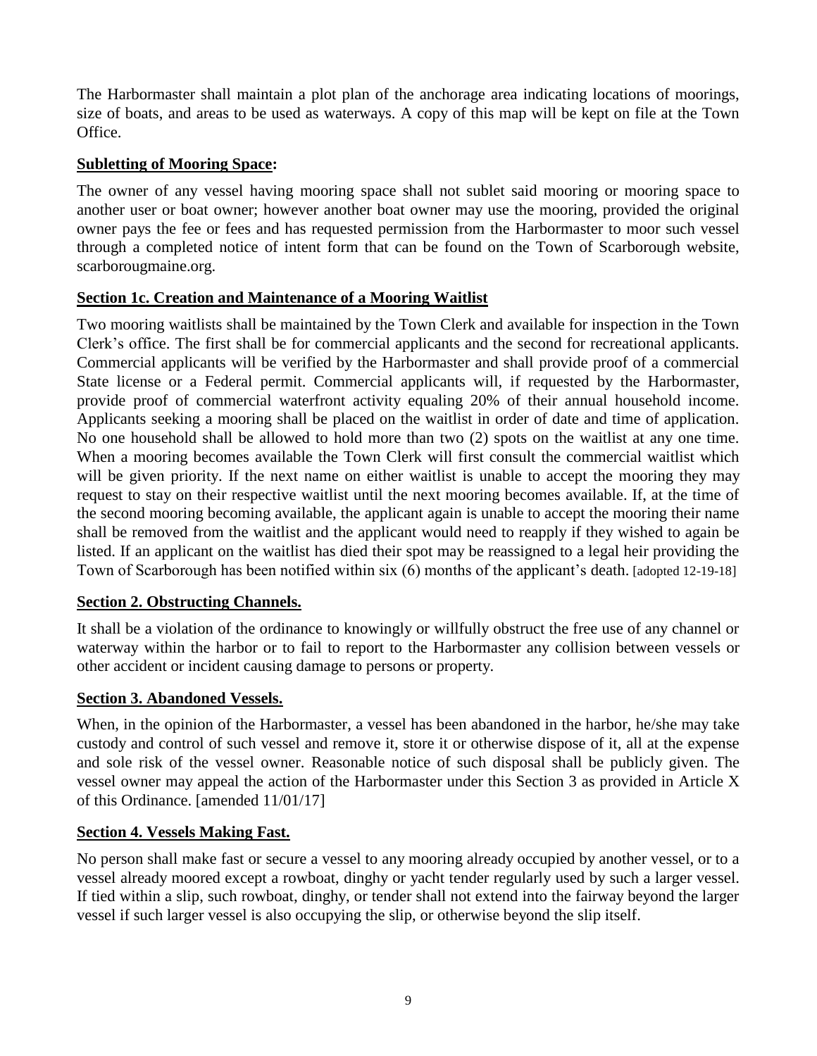The Harbormaster shall maintain a plot plan of the anchorage area indicating locations of moorings, size of boats, and areas to be used as waterways. A copy of this map will be kept on file at the Town Office.

## **Subletting of Mooring Space:**

The owner of any vessel having mooring space shall not sublet said mooring or mooring space to another user or boat owner; however another boat owner may use the mooring, provided the original owner pays the fee or fees and has requested permission from the Harbormaster to moor such vessel through a completed notice of intent form that can be found on the Town of Scarborough website, scarborougmaine.org.

## **Section 1c. Creation and Maintenance of a Mooring Waitlist**

Two mooring waitlists shall be maintained by the Town Clerk and available for inspection in the Town Clerk's office. The first shall be for commercial applicants and the second for recreational applicants. Commercial applicants will be verified by the Harbormaster and shall provide proof of a commercial State license or a Federal permit. Commercial applicants will, if requested by the Harbormaster, provide proof of commercial waterfront activity equaling 20% of their annual household income. Applicants seeking a mooring shall be placed on the waitlist in order of date and time of application. No one household shall be allowed to hold more than two (2) spots on the waitlist at any one time. When a mooring becomes available the Town Clerk will first consult the commercial waitlist which will be given priority. If the next name on either waitlist is unable to accept the mooring they may request to stay on their respective waitlist until the next mooring becomes available. If, at the time of the second mooring becoming available, the applicant again is unable to accept the mooring their name shall be removed from the waitlist and the applicant would need to reapply if they wished to again be listed. If an applicant on the waitlist has died their spot may be reassigned to a legal heir providing the Town of Scarborough has been notified within six (6) months of the applicant's death. [adopted 12-19-18]

## **Section 2. Obstructing Channels.**

It shall be a violation of the ordinance to knowingly or willfully obstruct the free use of any channel or waterway within the harbor or to fail to report to the Harbormaster any collision between vessels or other accident or incident causing damage to persons or property.

## **Section 3. Abandoned Vessels.**

When, in the opinion of the Harbormaster, a vessel has been abandoned in the harbor, he/she may take custody and control of such vessel and remove it, store it or otherwise dispose of it, all at the expense and sole risk of the vessel owner. Reasonable notice of such disposal shall be publicly given. The vessel owner may appeal the action of the Harbormaster under this Section 3 as provided in Article X of this Ordinance. [amended 11/01/17]

## **Section 4. Vessels Making Fast.**

No person shall make fast or secure a vessel to any mooring already occupied by another vessel, or to a vessel already moored except a rowboat, dinghy or yacht tender regularly used by such a larger vessel. If tied within a slip, such rowboat, dinghy, or tender shall not extend into the fairway beyond the larger vessel if such larger vessel is also occupying the slip, or otherwise beyond the slip itself.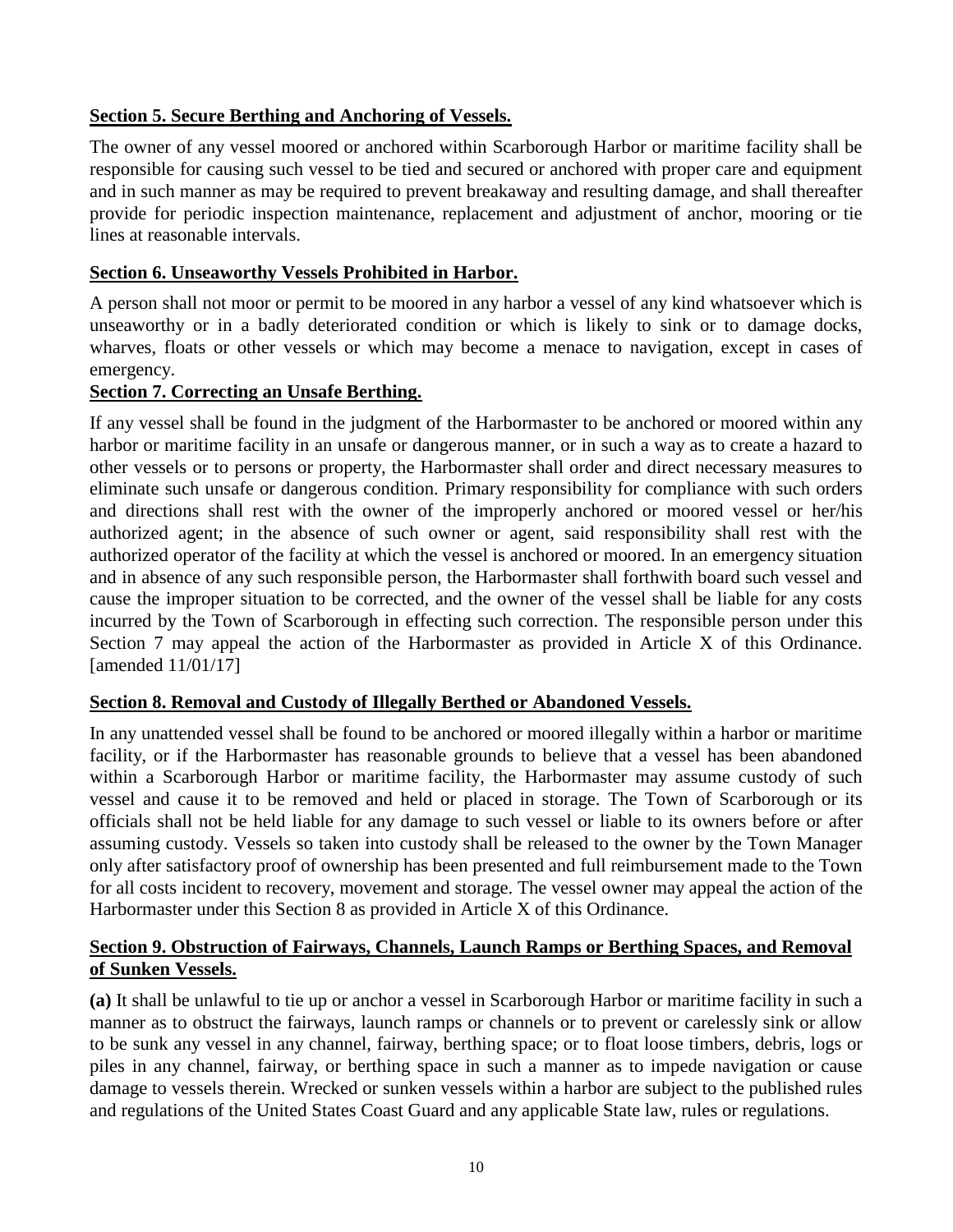**Section 5. Secure Berthing and Anchoring of Vessels.**

The owner of any vessel moored or anchored within Scarborough Harbor or maritime facility shall be responsible for causing such vessel to be tied and secured or anchored with proper care and equipment and in such manner as may be required to prevent breakaway and resulting damage, and shall thereafter provide for periodic inspection maintenance, replacement and adjustment of anchor, mooring or tie lines at reasonable intervals.

**Section 6. Unseaworthy Vessels Prohibited in Harbor.**

A person shall not moor or permit to be moored in any harbor a vessel of any kind whatsoever which is unseaworthy or in a badly deteriorated condition or which is likely to sink or to damage docks, wharves, floats or other vessels or which may become a menace to navigation, except in cases of emergency.

**Section 7. Correcting an Unsafe Berthing.**

If any vessel shall be found in the judgment of the Harbormaster to be anchored or moored within any harbor or maritime facility in an unsafe or dangerous manner, or in such a way as to create a hazard to other vessels or to persons or property, the Harbormaster shall order and direct necessary measures to eliminate such unsafe or dangerous condition. Primary responsibility for compliance with such orders and directions shall rest with the owner of the improperly anchored or moored vessel or her/his authorized agent; in the absence of such owner or agent, said responsibility shall rest with the authorized operator of the facility at which the vessel is anchored or moored. In an emergency situation and in absence of any such responsible person, the Harbormaster shall forthwith board such vessel and cause the improper situation to be corrected, and the owner of the vessel shall be liable for any costs incurred by the Town of Scarborough in effecting such correction. The responsible person under this Section 7 may appeal the action of the Harbormaster as provided in Article X of this Ordinance. [amended 11/01/17]

**Section 8. Removal and Custody of Illegally Berthed or Abandoned Vessels.**

In any unattended vessel shall be found to be anchored or moored illegally within a harbor or maritime facility, or if the Harbormaster has reasonable grounds to believe that a vessel has been abandoned within a Scarborough Harbor or maritime facility, the Harbormaster may assume custody of such vessel and cause it to be removed and held or placed in storage. The Town of Scarborough or its officials shall not be held liable for any damage to such vessel or liable to its owners before or after assuming custody. Vessels so taken into custody shall be released to the owner by the Town Manager only after satisfactory proof of ownership has been presented and full reimbursement made to the Town for all costs incident to recovery, movement and storage. The vessel owner may appeal the action of the Harbormaster under this Section 8 as provided in Article X of this Ordinance.

**Section 9. Obstruction of Fairways, Channels, Launch Ramps or Berthing Spaces, and Removal of Sunken Vessels.**

**(a)** It shall be unlawful to tie up or anchor a vessel in Scarborough Harbor or maritime facility in such a manner as to obstruct the fairways, launch ramps or channels or to prevent or carelessly sink or allow to be sunk any vessel in any channel, fairway, berthing space; or to float loose timbers, debris, logs or piles in any channel, fairway, or berthing space in such a manner as to impede navigation or cause damage to vessels therein. Wrecked or sunken vessels within a harbor are subject to the published rules and regulations of the United States Coast Guard and any applicable State law, rules or regulations.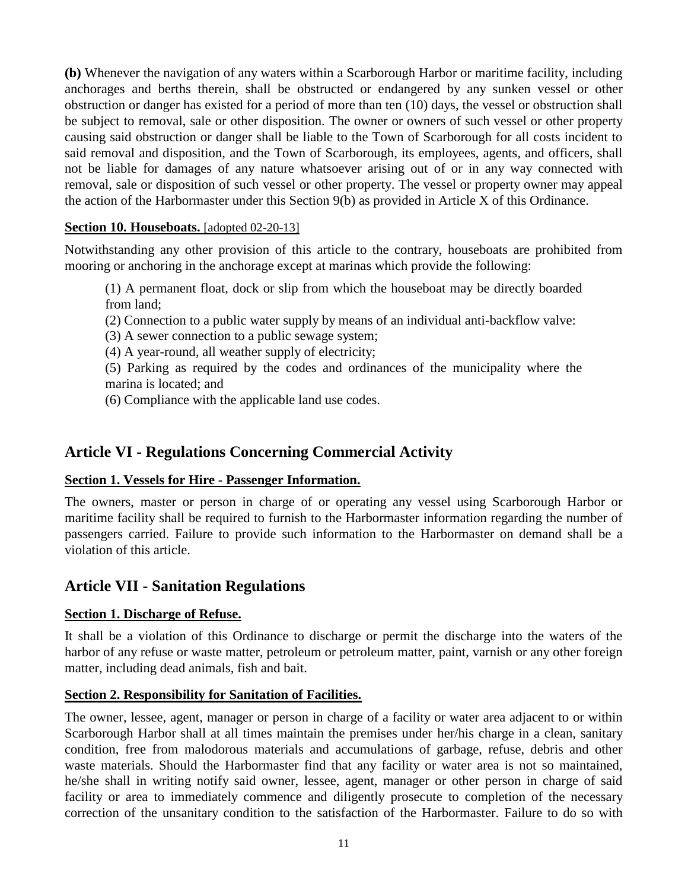**(b)** Whenever the navigation of any waters within a Scarborough Harbor or maritime facility, including anchorages and berths therein, shall be obstructed or endangered by any sunken vessel or other obstruction or danger has existed for a period of more than ten (10) days, the vessel or obstruction shall be subject to removal, sale or other disposition. The owner or owners of such vessel or other property causing said obstruction or danger shall be liable to the Town of Scarborough for all costs incident to said removal and disposition, and the Town of Scarborough, its employees, agents, and officers, shall not be liable for damages of any nature whatsoever arising out of or in any way connected with removal, sale or disposition of such vessel or other property. The vessel or property owner may appeal the action of the Harbormaster under this Section 9(b) as provided in Article X of this Ordinance.

**Section 10. Houseboats.** [adopted 02-20-13]

Notwithstanding any other provision of this article to the contrary, houseboats are prohibited from mooring or anchoring in the anchorage except at marinas which provide the following:

(1) A permanent float, dock or slip from which the houseboat may be directly boarded from land;
(2) Connection to a public water supply by means of an individual anti-backflow valve:
(3) A sewer connection to a public sewage system;
(4) A year-round, all weather supply of electricity;
(5) Parking as required by the codes and ordinances of the municipality where the marina is located; and
(6) Compliance with the applicable land use codes.

## Article VI - Regulations Concerning Commercial Activity

**Section 1. Vessels for Hire - Passenger Information.**

The owners, master or person in charge of or operating any vessel using Scarborough Harbor or maritime facility shall be required to furnish to the Harbormaster information regarding the number of passengers carried. Failure to provide such information to the Harbormaster on demand shall be a violation of this article.

## Article VII - Sanitation Regulations

**Section 1. Discharge of Refuse.**

It shall be a violation of this Ordinance to discharge or permit the discharge into the waters of the harbor of any refuse or waste matter, petroleum or petroleum matter, paint, varnish or any other foreign matter, including dead animals, fish and bait.

**Section 2. Responsibility for Sanitation of Facilities.**

The owner, lessee, agent, manager or person in charge of a facility or water area adjacent to or within Scarborough Harbor shall at all times maintain the premises under her/his charge in a clean, sanitary condition, free from malodorous materials and accumulations of garbage, refuse, debris and other waste materials. Should the Harbormaster find that any facility or water area is not so maintained, he/she shall in writing notify said owner, lessee, agent, manager or other person in charge of said facility or area to immediately commence and diligently prosecute to completion of the necessary correction of the unsanitary condition to the satisfaction of the Harbormaster. Failure to do so with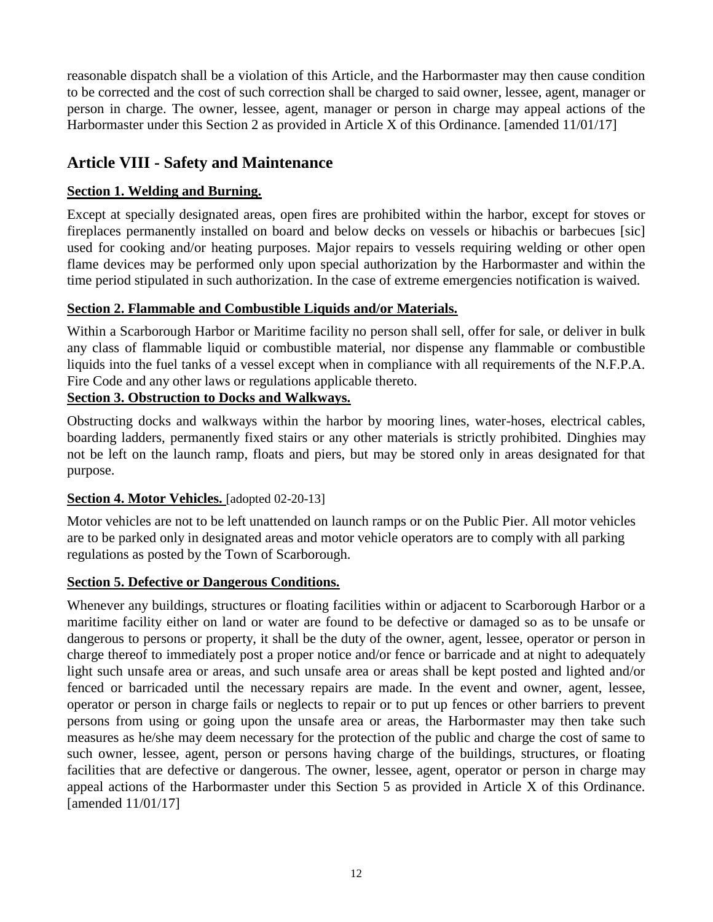reasonable dispatch shall be a violation of this Article, and the Harbormaster may then cause condition to be corrected and the cost of such correction shall be charged to said owner, lessee, agent, manager or person in charge. The owner, lessee, agent, manager or person in charge may appeal actions of the Harbormaster under this Section 2 as provided in Article X of this Ordinance. [amended 11/01/17]

## Article VIII - Safety and Maintenance

**Section 1. Welding and Burning.**

Except at specially designated areas, open fires are prohibited within the harbor, except for stoves or fireplaces permanently installed on board and below decks on vessels or hibachis or barbecues [sic] used for cooking and/or heating purposes. Major repairs to vessels requiring welding or other open flame devices may be performed only upon special authorization by the Harbormaster and within the time period stipulated in such authorization. In the case of extreme emergencies notification is waived.

**Section 2. Flammable and Combustible Liquids and/or Materials.**

Within a Scarborough Harbor or Maritime facility no person shall sell, offer for sale, or deliver in bulk any class of flammable liquid or combustible material, nor dispense any flammable or combustible liquids into the fuel tanks of a vessel except when in compliance with all requirements of the N.F.P.A. Fire Code and any other laws or regulations applicable thereto.

**Section 3. Obstruction to Docks and Walkways.**

Obstructing docks and walkways within the harbor by mooring lines, water-hoses, electrical cables, boarding ladders, permanently fixed stairs or any other materials is strictly prohibited. Dinghies may not be left on the launch ramp, floats and piers, but may be stored only in areas designated for that purpose.

**Section 4. Motor Vehicles.** [adopted 02-20-13]

Motor vehicles are not to be left unattended on launch ramps or on the Public Pier. All motor vehicles are to be parked only in designated areas and motor vehicle operators are to comply with all parking regulations as posted by the Town of Scarborough.

**Section 5. Defective or Dangerous Conditions.**

Whenever any buildings, structures or floating facilities within or adjacent to Scarborough Harbor or a maritime facility either on land or water are found to be defective or damaged so as to be unsafe or dangerous to persons or property, it shall be the duty of the owner, agent, lessee, operator or person in charge thereof to immediately post a proper notice and/or fence or barricade and at night to adequately light such unsafe area or areas, and such unsafe area or areas shall be kept posted and lighted and/or fenced or barricaded until the necessary repairs are made. In the event and owner, agent, lessee, operator or person in charge fails or neglects to repair or to put up fences or other barriers to prevent persons from using or going upon the unsafe area or areas, the Harbormaster may then take such measures as he/she may deem necessary for the protection of the public and charge the cost of same to such owner, lessee, agent, person or persons having charge of the buildings, structures, or floating facilities that are defective or dangerous. The owner, lessee, agent, operator or person in charge may appeal actions of the Harbormaster under this Section 5 as provided in Article X of this Ordinance. [amended 11/01/17]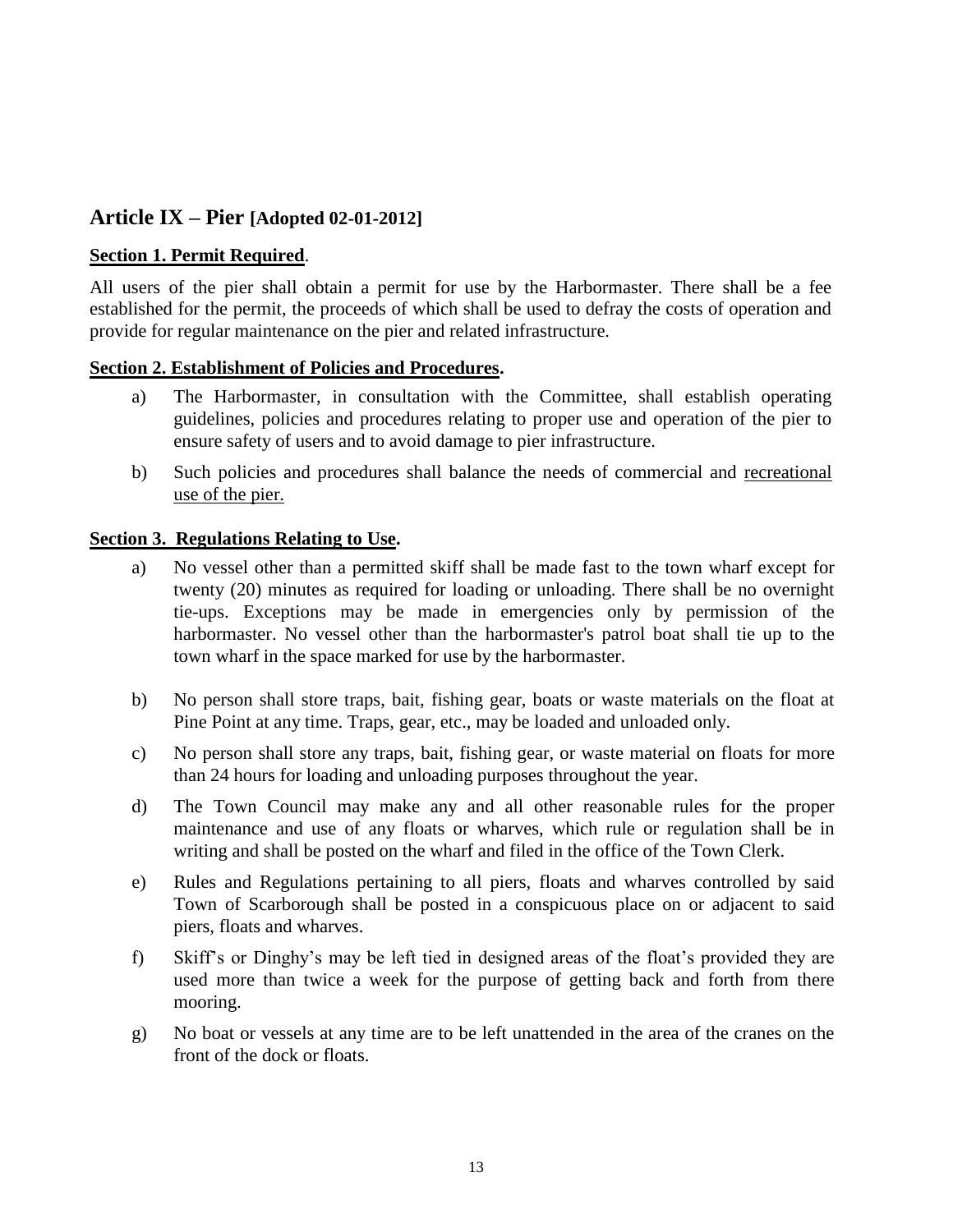## Article IX – Pier [Adopted 02-01-2012]

**Section 1. Permit Required**.

All users of the pier shall obtain a permit for use by the Harbormaster. There shall be a fee established for the permit, the proceeds of which shall be used to defray the costs of operation and provide for regular maintenance on the pier and related infrastructure.

**Section 2. Establishment of Policies and Procedures.**

a) The Harbormaster, in consultation with the Committee, shall establish operating guidelines, policies and procedures relating to proper use and operation of the pier to ensure safety of users and to avoid damage to pier infrastructure.

b) Such policies and procedures shall balance the needs of commercial and <u>recreational use of the pier.</u>

**Section 3. Regulations Relating to Use.**

a) No vessel other than a permitted skiff shall be made fast to the town wharf except for twenty (20) minutes as required for loading or unloading. There shall be no overnight tie-ups. Exceptions may be made in emergencies only by permission of the harbormaster. No vessel other than the harbormaster's patrol boat shall tie up to the town wharf in the space marked for use by the harbormaster.

b) No person shall store traps, bait, fishing gear, boats or waste materials on the float at Pine Point at any time. Traps, gear, etc., may be loaded and unloaded only.

c) No person shall store any traps, bait, fishing gear, or waste material on floats for more than 24 hours for loading and unloading purposes throughout the year.

d) The Town Council may make any and all other reasonable rules for the proper maintenance and use of any floats or wharves, which rule or regulation shall be in writing and shall be posted on the wharf and filed in the office of the Town Clerk.

e) Rules and Regulations pertaining to all piers, floats and wharves controlled by said Town of Scarborough shall be posted in a conspicuous place on or adjacent to said piers, floats and wharves.

f) Skiff's or Dinghy's may be left tied in designed areas of the float's provided they are used more than twice a week for the purpose of getting back and forth from there mooring.

g) No boat or vessels at any time are to be left unattended in the area of the cranes on the front of the dock or floats.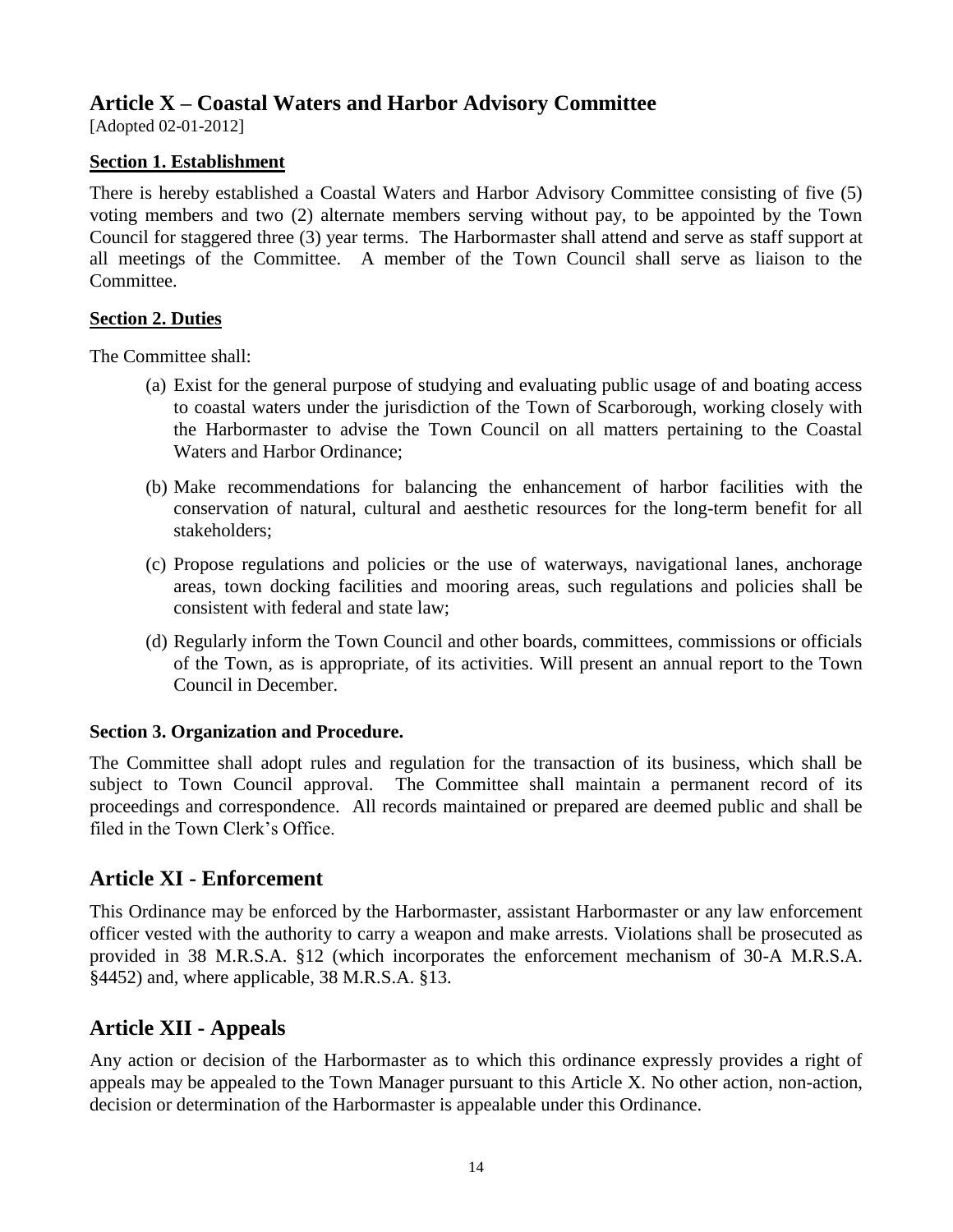## Article X – Coastal Waters and Harbor Advisory Committee

[Adopted 02-01-2012]

**Section 1. Establishment**

There is hereby established a Coastal Waters and Harbor Advisory Committee consisting of five (5) voting members and two (2) alternate members serving without pay, to be appointed by the Town Council for staggered three (3) year terms. The Harbormaster shall attend and serve as staff support at all meetings of the Committee. A member of the Town Council shall serve as liaison to the Committee.

**Section 2. Duties**

The Committee shall:

(a) Exist for the general purpose of studying and evaluating public usage of and boating access to coastal waters under the jurisdiction of the Town of Scarborough, working closely with the Harbormaster to advise the Town Council on all matters pertaining to the Coastal Waters and Harbor Ordinance;

(b) Make recommendations for balancing the enhancement of harbor facilities with the conservation of natural, cultural and aesthetic resources for the long-term benefit for all stakeholders;

(c) Propose regulations and policies or the use of waterways, navigational lanes, anchorage areas, town docking facilities and mooring areas, such regulations and policies shall be consistent with federal and state law;

(d) Regularly inform the Town Council and other boards, committees, commissions or officials of the Town, as is appropriate, of its activities. Will present an annual report to the Town Council in December.

**Section 3. Organization and Procedure.**

The Committee shall adopt rules and regulation for the transaction of its business, which shall be subject to Town Council approval. The Committee shall maintain a permanent record of its proceedings and correspondence. All records maintained or prepared are deemed public and shall be filed in the Town Clerk's Office.

## Article XI - Enforcement

This Ordinance may be enforced by the Harbormaster, assistant Harbormaster or any law enforcement officer vested with the authority to carry a weapon and make arrests. Violations shall be prosecuted as provided in 38 M.R.S.A. §12 (which incorporates the enforcement mechanism of 30-A M.R.S.A. §4452) and, where applicable, 38 M.R.S.A. §13.

## Article XII - Appeals

Any action or decision of the Harbormaster as to which this ordinance expressly provides a right of appeals may be appealed to the Town Manager pursuant to this Article X. No other action, non-action, decision or determination of the Harbormaster is appealable under this Ordinance.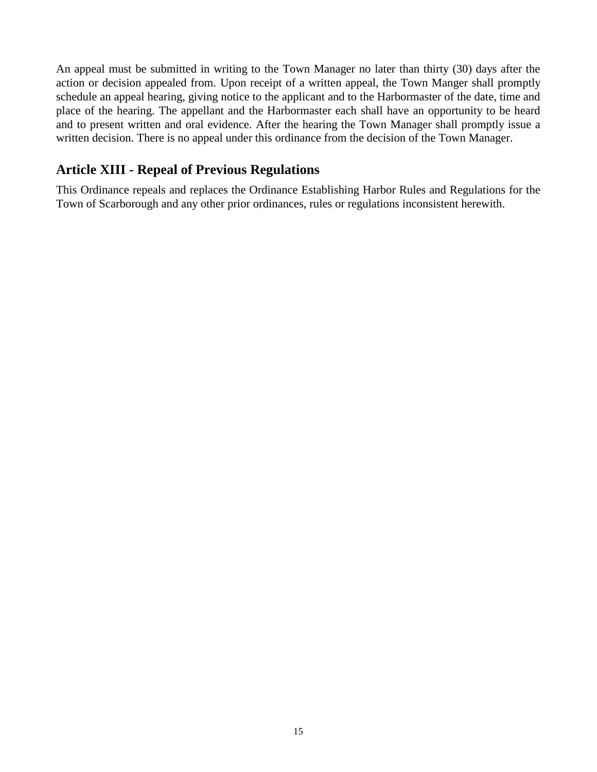An appeal must be submitted in writing to the Town Manager no later than thirty (30) days after the action or decision appealed from. Upon receipt of a written appeal, the Town Manger shall promptly schedule an appeal hearing, giving notice to the applicant and to the Harbormaster of the date, time and place of the hearing. The appellant and the Harbormaster each shall have an opportunity to be heard and to present written and oral evidence. After the hearing the Town Manager shall promptly issue a written decision. There is no appeal under this ordinance from the decision of the Town Manager.

## Article XIII - Repeal of Previous Regulations

This Ordinance repeals and replaces the Ordinance Establishing Harbor Rules and Regulations for the Town of Scarborough and any other prior ordinances, rules or regulations inconsistent herewith.